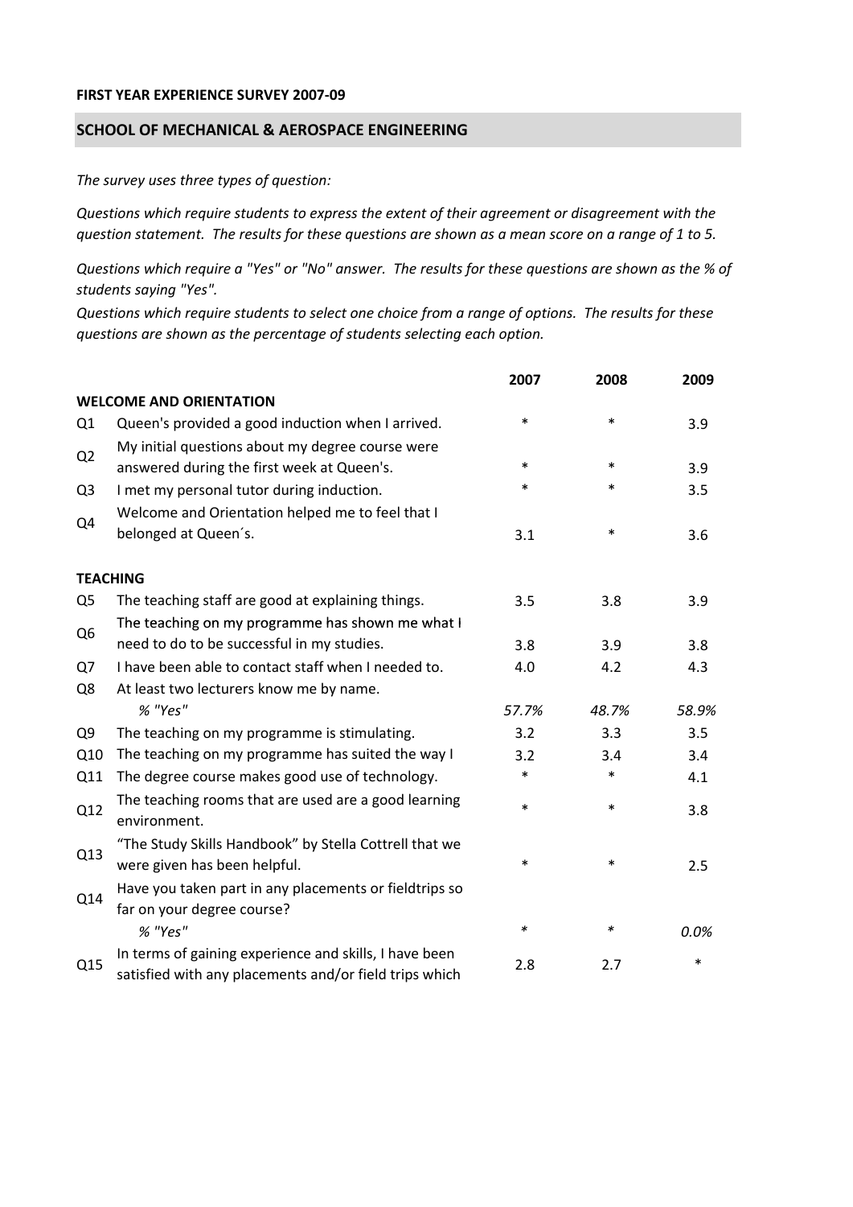**FIRST YEAR EXPERIENCE SURVEY 2007-09**

## SCHOOL OF MECHANICAL & AEROSPACE ENGINEERING

*The survey uses three types of question:*

*Questions which require students to express the extent of their agreement or disagreement with the question statement. The results for these questions are shown as a mean score on a range of 1 to 5.*

*Questions which require a "Yes" or "No" answer. The results for these questions are shown as the % of students saying "Yes".*

*Questions which require students to select one choice from a range of options. The results for these questions are shown as the percentage of students selecting each option.*

| | | 2007 | 2008 | 2009 |
|---|---|---|---|---|
| **WELCOME AND ORIENTATION** | | | | |
| Q1 | Queen's provided a good induction when I arrived. | * | * | 3.9 |
| Q2 | My initial questions about my degree course were answered during the first week at Queen's. | * | * | 3.9 |
| Q3 | I met my personal tutor during induction. | * | * | 3.5 |
| Q4 | Welcome and Orientation helped me to feel that I belonged at Queen´s. | 3.1 | * | 3.6 |
| **TEACHING** | | | | |
| Q5 | The teaching staff are good at explaining things. | 3.5 | 3.8 | 3.9 |
| Q6 | The teaching on my programme has shown me what I need to do to be successful in my studies. | 3.8 | 3.9 | 3.8 |
| Q7 | I have been able to contact staff when I needed to. | 4.0 | 4.2 | 4.3 |
| Q8 | At least two lecturers know me by name. | | | |
| | *% "Yes"* | *57.7%* | *48.7%* | *58.9%* |
| Q9 | The teaching on my programme is stimulating. | 3.2 | 3.3 | 3.5 |
| Q10 | The teaching on my programme has suited the way I | 3.2 | 3.4 | 3.4 |
| Q11 | The degree course makes good use of technology. | * | * | 4.1 |
| Q12 | The teaching rooms that are used are a good learning environment. | * | * | 3.8 |
| Q13 | "The Study Skills Handbook" by Stella Cottrell that we were given has been helpful. | * | * | 2.5 |
| Q14 | Have you taken part in any placements or fieldtrips so far on your degree course? | | | |
| | *% "Yes"* | * | * | *0.0%* |
| Q15 | In terms of gaining experience and skills, I have been satisfied with any placements and/or field trips which | 2.8 | 2.7 | * |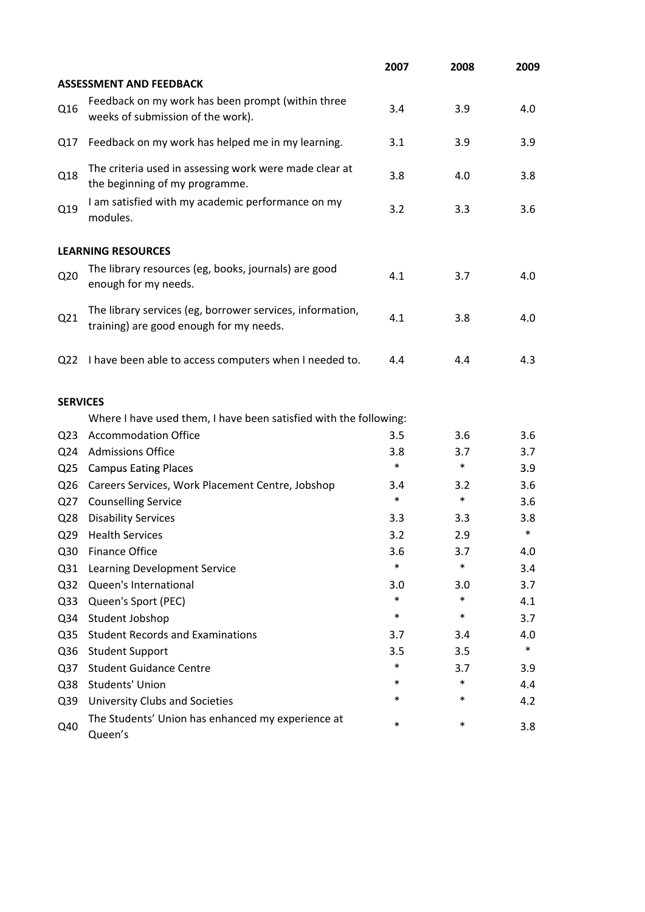| | | 2007 | 2008 | 2009 |
|---|---|---|---|---|
| **ASSESSMENT AND FEEDBACK** | | | | |
| Q16 | Feedback on my work has been prompt (within three weeks of submission of the work). | 3.4 | 3.9 | 4.0 |
| Q17 | Feedback on my work has helped me in my learning. | 3.1 | 3.9 | 3.9 |
| Q18 | The criteria used in assessing work were made clear at the beginning of my programme. | 3.8 | 4.0 | 3.8 |
| Q19 | I am satisfied with my academic performance on my modules. | 3.2 | 3.3 | 3.6 |
| **LEARNING RESOURCES** | | | | |
| Q20 | The library resources (eg, books, journals) are good enough for my needs. | 4.1 | 3.7 | 4.0 |
| Q21 | The library services (eg, borrower services, information, training) are good enough for my needs. | 4.1 | 3.8 | 4.0 |
| Q22 | I have been able to access computers when I needed to. | 4.4 | 4.4 | 4.3 |
| **SERVICES** | | | | |
| | Where I have used them, I have been satisfied with the following: | | | |
| Q23 | Accommodation Office | 3.5 | 3.6 | 3.6 |
| Q24 | Admissions Office | 3.8 | 3.7 | 3.7 |
| Q25 | Campus Eating Places | * | * | 3.9 |
| Q26 | Careers Services, Work Placement Centre, Jobshop | 3.4 | 3.2 | 3.6 |
| Q27 | Counselling Service | * | * | 3.6 |
| Q28 | Disability Services | 3.3 | 3.3 | 3.8 |
| Q29 | Health Services | 3.2 | 2.9 | * |
| Q30 | Finance Office | 3.6 | 3.7 | 4.0 |
| Q31 | Learning Development Service | * | * | 3.4 |
| Q32 | Queen's International | 3.0 | 3.0 | 3.7 |
| Q33 | Queen's Sport (PEC) | * | * | 4.1 |
| Q34 | Student Jobshop | * | * | 3.7 |
| Q35 | Student Records and Examinations | 3.7 | 3.4 | 4.0 |
| Q36 | Student Support | 3.5 | 3.5 | * |
| Q37 | Student Guidance Centre | * | 3.7 | 3.9 |
| Q38 | Students' Union | * | * | 4.4 |
| Q39 | University Clubs and Societies | * | * | 4.2 |
| Q40 | The Students' Union has enhanced my experience at Queen's | * | * | 3.8 |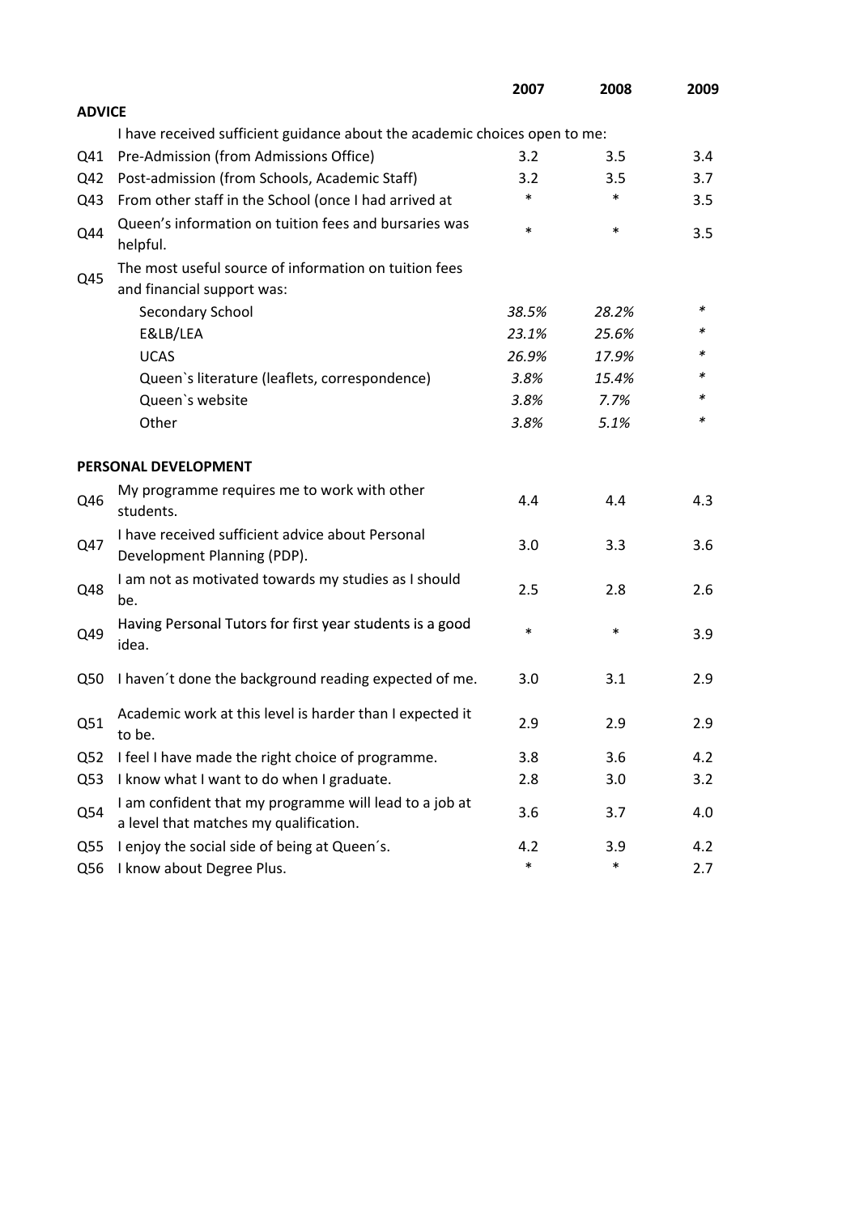| | | 2007 | 2008 | 2009 |
|---|---|---|---|---|
| **ADVICE** | | | | |
| | I have received sufficient guidance about the academic choices open to me: | | | |
| Q41 | Pre-Admission (from Admissions Office) | 3.2 | 3.5 | 3.4 |
| Q42 | Post-admission (from Schools, Academic Staff) | 3.2 | 3.5 | 3.7 |
| Q43 | From other staff in the School (once I had arrived at | * | * | 3.5 |
| Q44 | Queen’s information on tuition fees and bursaries was helpful. | * | * | 3.5 |
| Q45 | The most useful source of information on tuition fees and financial support was: | | | |
| | Secondary School | *38.5%* | *28.2%* | * |
| | E&LB/LEA | *23.1%* | *25.6%* | * |
| | UCAS | *26.9%* | *17.9%* | * |
| | Queen`s literature (leaflets, correspondence) | *3.8%* | *15.4%* | * |
| | Queen`s website | *3.8%* | *7.7%* | * |
| | Other | *3.8%* | *5.1%* | * |
| **PERSONAL DEVELOPMENT** | | | | |
| Q46 | My programme requires me to work with other students. | 4.4 | 4.4 | 4.3 |
| Q47 | I have received sufficient advice about Personal Development Planning (PDP). | 3.0 | 3.3 | 3.6 |
| Q48 | I am not as motivated towards my studies as I should be. | 2.5 | 2.8 | 2.6 |
| Q49 | Having Personal Tutors for first year students is a good idea. | * | * | 3.9 |
| Q50 | I haven´t done the background reading expected of me. | 3.0 | 3.1 | 2.9 |
| Q51 | Academic work at this level is harder than I expected it to be. | 2.9 | 2.9 | 2.9 |
| Q52 | I feel I have made the right choice of programme. | 3.8 | 3.6 | 4.2 |
| Q53 | I know what I want to do when I graduate. | 2.8 | 3.0 | 3.2 |
| Q54 | I am confident that my programme will lead to a job at a level that matches my qualification. | 3.6 | 3.7 | 4.0 |
| Q55 | I enjoy the social side of being at Queen´s. | 4.2 | 3.9 | 4.2 |
| Q56 | I know about Degree Plus. | * | * | 2.7 |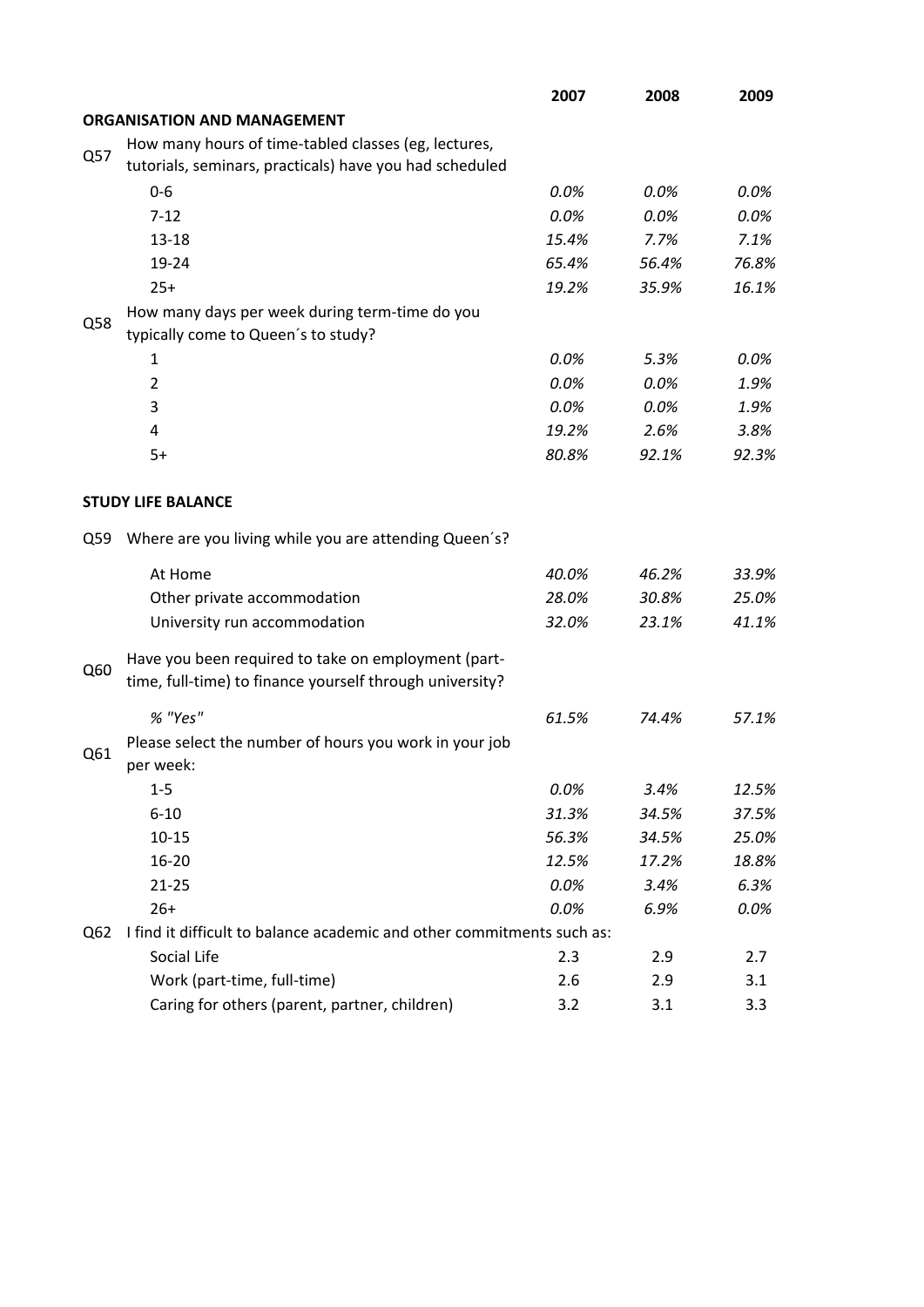| | | 2007 | 2008 | 2009 |
|---|---|---|---|---|
| **ORGANISATION AND MANAGEMENT** | | | | |
| Q57 | How many hours of time-tabled classes (eg, lectures, tutorials, seminars, practicals) have you had scheduled | | | |
| | 0-6 | *0.0%* | *0.0%* | *0.0%* |
| | 7-12 | *0.0%* | *0.0%* | *0.0%* |
| | 13-18 | *15.4%* | *7.7%* | *7.1%* |
| | 19-24 | *65.4%* | *56.4%* | *76.8%* |
| | 25+ | *19.2%* | *35.9%* | *16.1%* |
| Q58 | How many days per week during term-time do you typically come to Queen´s to study? | | | |
| | 1 | *0.0%* | *5.3%* | *0.0%* |
| | 2 | *0.0%* | *0.0%* | *1.9%* |
| | 3 | *0.0%* | *0.0%* | *1.9%* |
| | 4 | *19.2%* | *2.6%* | *3.8%* |
| | 5+ | *80.8%* | *92.1%* | *92.3%* |
| **STUDY LIFE BALANCE** | | | | |
| Q59 | Where are you living while you are attending Queen´s? | | | |
| | At Home | *40.0%* | *46.2%* | *33.9%* |
| | Other private accommodation | *28.0%* | *30.8%* | *25.0%* |
| | University run accommodation | *32.0%* | *23.1%* | *41.1%* |
| Q60 | Have you been required to take on employment (part-time, full-time) to finance yourself through university? | | | |
| | *% "Yes"* | *61.5%* | *74.4%* | *57.1%* |
| Q61 | Please select the number of hours you work in your job per week: | | | |
| | 1-5 | *0.0%* | *3.4%* | *12.5%* |
| | 6-10 | *31.3%* | *34.5%* | *37.5%* |
| | 10-15 | *56.3%* | *34.5%* | *25.0%* |
| | 16-20 | *12.5%* | *17.2%* | *18.8%* |
| | 21-25 | *0.0%* | *3.4%* | *6.3%* |
| | 26+ | *0.0%* | *6.9%* | *0.0%* |
| Q62 | I find it difficult to balance academic and other commitments such as: | | | |
| | Social Life | 2.3 | 2.9 | 2.7 |
| | Work (part-time, full-time) | 2.6 | 2.9 | 3.1 |
| | Caring for others (parent, partner, children) | 3.2 | 3.1 | 3.3 |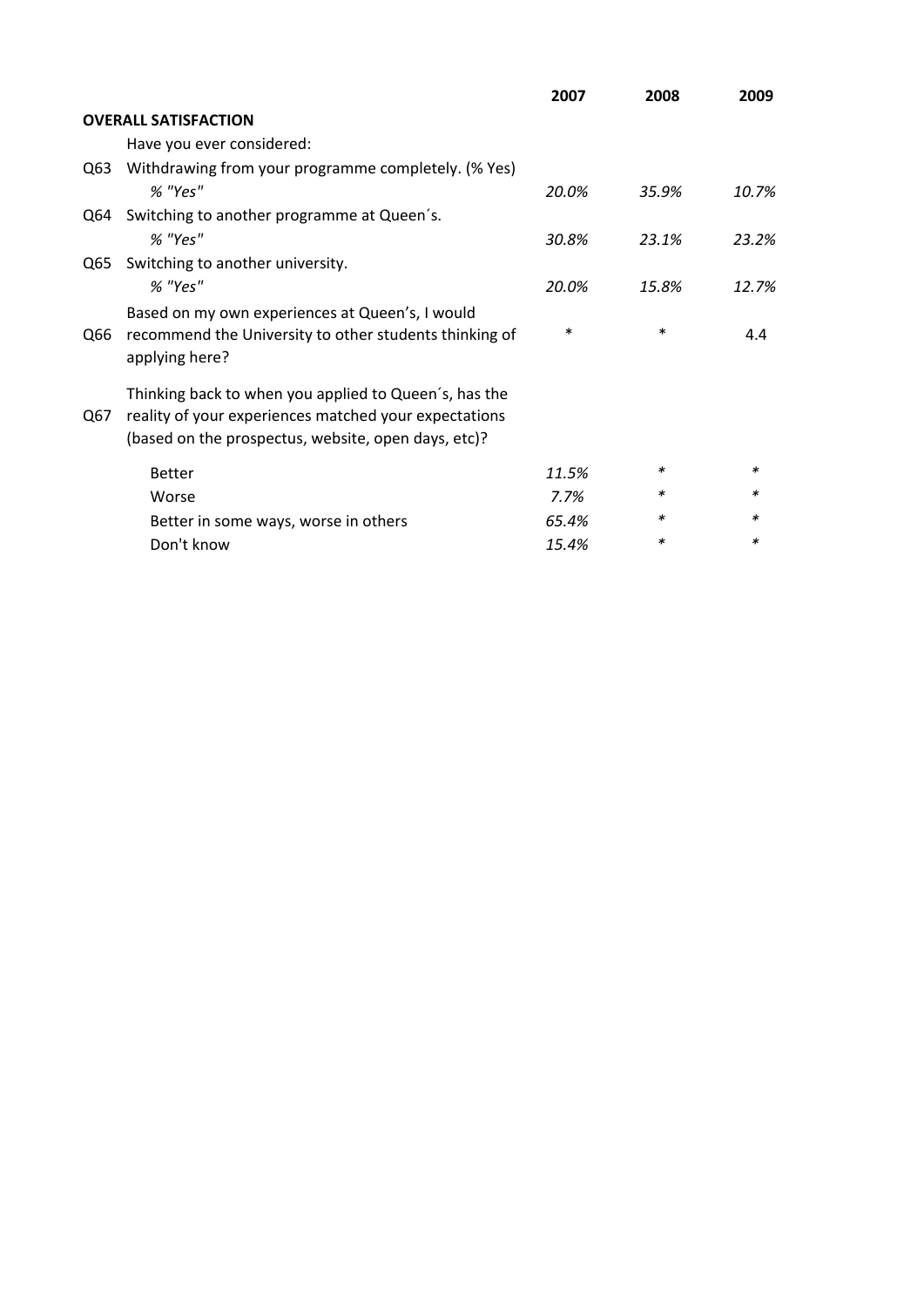| | | 2007 | 2008 | 2009 |
|---|---|---|---|---|
| **OVERALL SATISFACTION** | | | | |
| | Have you ever considered: | | | |
| Q63 | Withdrawing from your programme completely. (% Yes) | | | |
| | *% "Yes"* | *20.0%* | *35.9%* | *10.7%* |
| Q64 | Switching to another programme at Queen´s. | | | |
| | *% "Yes"* | *30.8%* | *23.1%* | *23.2%* |
| Q65 | Switching to another university. | | | |
| | *% "Yes"* | *20.0%* | *15.8%* | *12.7%* |
| Q66 | Based on my own experiences at Queen's, I would recommend the University to other students thinking of applying here? | * | * | 4.4 |
| Q67 | Thinking back to when you applied to Queen´s, has the reality of your experiences matched your expectations (based on the prospectus, website, open days, etc)? | | | |
| | Better | *11.5%* | * | * |
| | Worse | *7.7%* | * | * |
| | Better in some ways, worse in others | *65.4%* | * | * |
| | Don't know | *15.4%* | * | * |